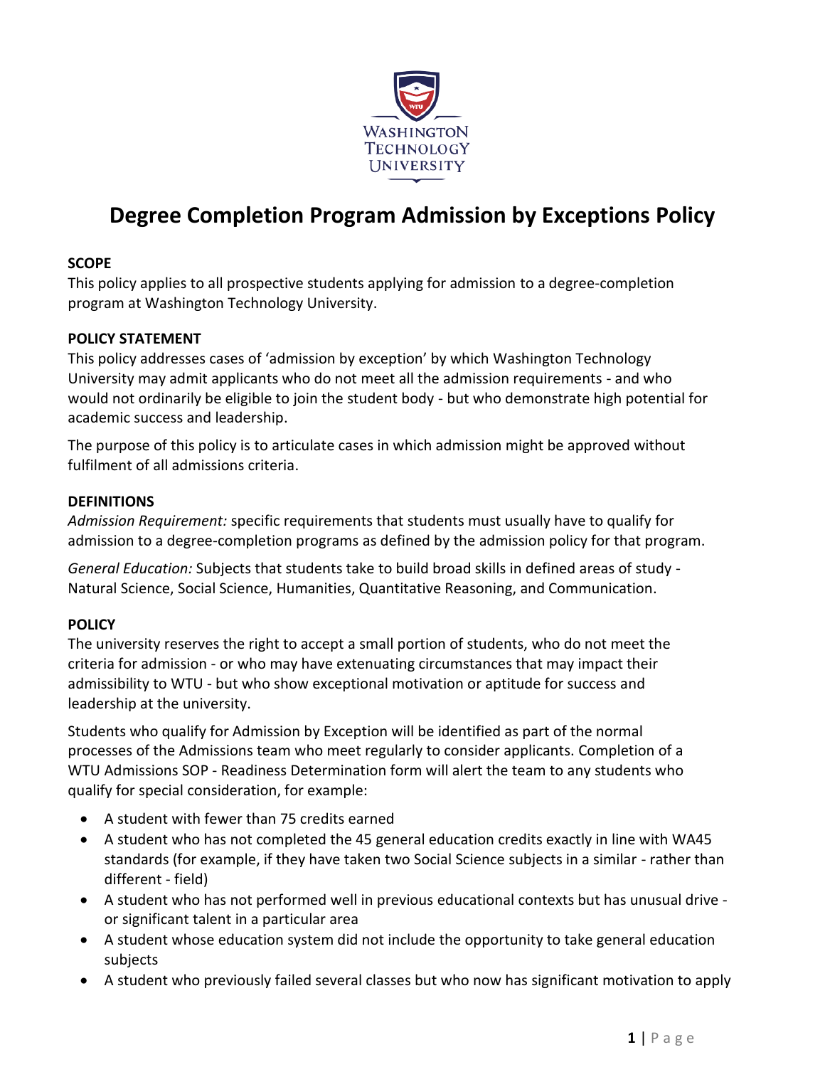Washington Technology University

# Degree Completion Program Admission by Exceptions Policy

**SCOPE**

This policy applies to all prospective students applying for admission to a degree-completion program at Washington Technology University.

**POLICY STATEMENT**

This policy addresses cases of 'admission by exception' by which Washington Technology University may admit applicants who do not meet all the admission requirements - and who would not ordinarily be eligible to join the student body - but who demonstrate high potential for academic success and leadership.

The purpose of this policy is to articulate cases in which admission might be approved without fulfilment of all admissions criteria.

**DEFINITIONS**

*Admission Requirement:* specific requirements that students must usually have to qualify for admission to a degree-completion programs as defined by the admission policy for that program.

*General Education:* Subjects that students take to build broad skills in defined areas of study - Natural Science, Social Science, Humanities, Quantitative Reasoning, and Communication.

**POLICY**

The university reserves the right to accept a small portion of students, who do not meet the criteria for admission - or who may have extenuating circumstances that may impact their admissibility to WTU - but who show exceptional motivation or aptitude for success and leadership at the university.

Students who qualify for Admission by Exception will be identified as part of the normal processes of the Admissions team who meet regularly to consider applicants. Completion of a WTU Admissions SOP - Readiness Determination form will alert the team to any students who qualify for special consideration, for example:

- A student with fewer than 75 credits earned
- A student who has not completed the 45 general education credits exactly in line with WA45 standards (for example, if they have taken two Social Science subjects in a similar - rather than different - field)
- A student who has not performed well in previous educational contexts but has unusual drive - or significant talent in a particular area
- A student whose education system did not include the opportunity to take general education subjects
- A student who previously failed several classes but who now has significant motivation to apply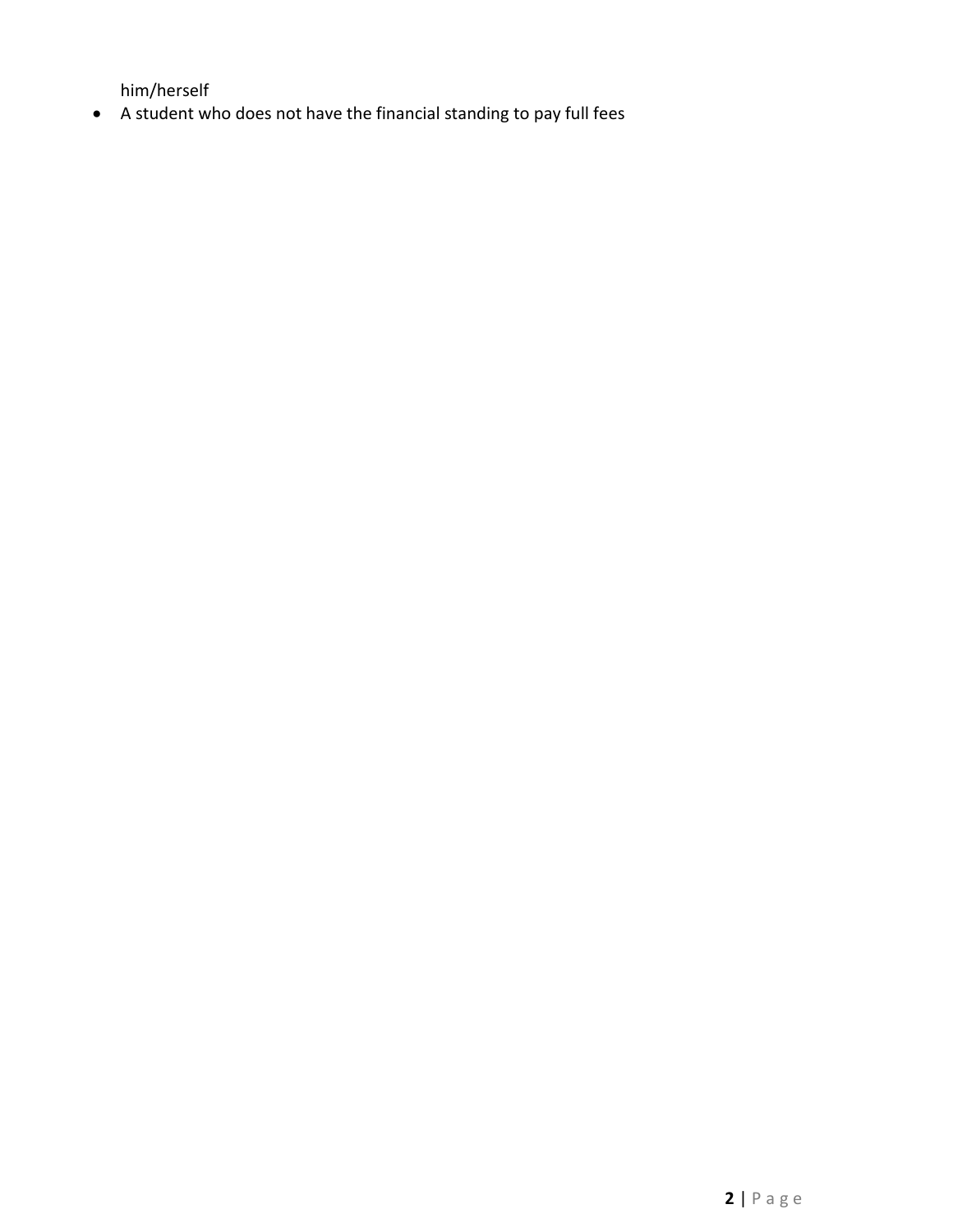him/herself

- A student who does not have the financial standing to pay full fees